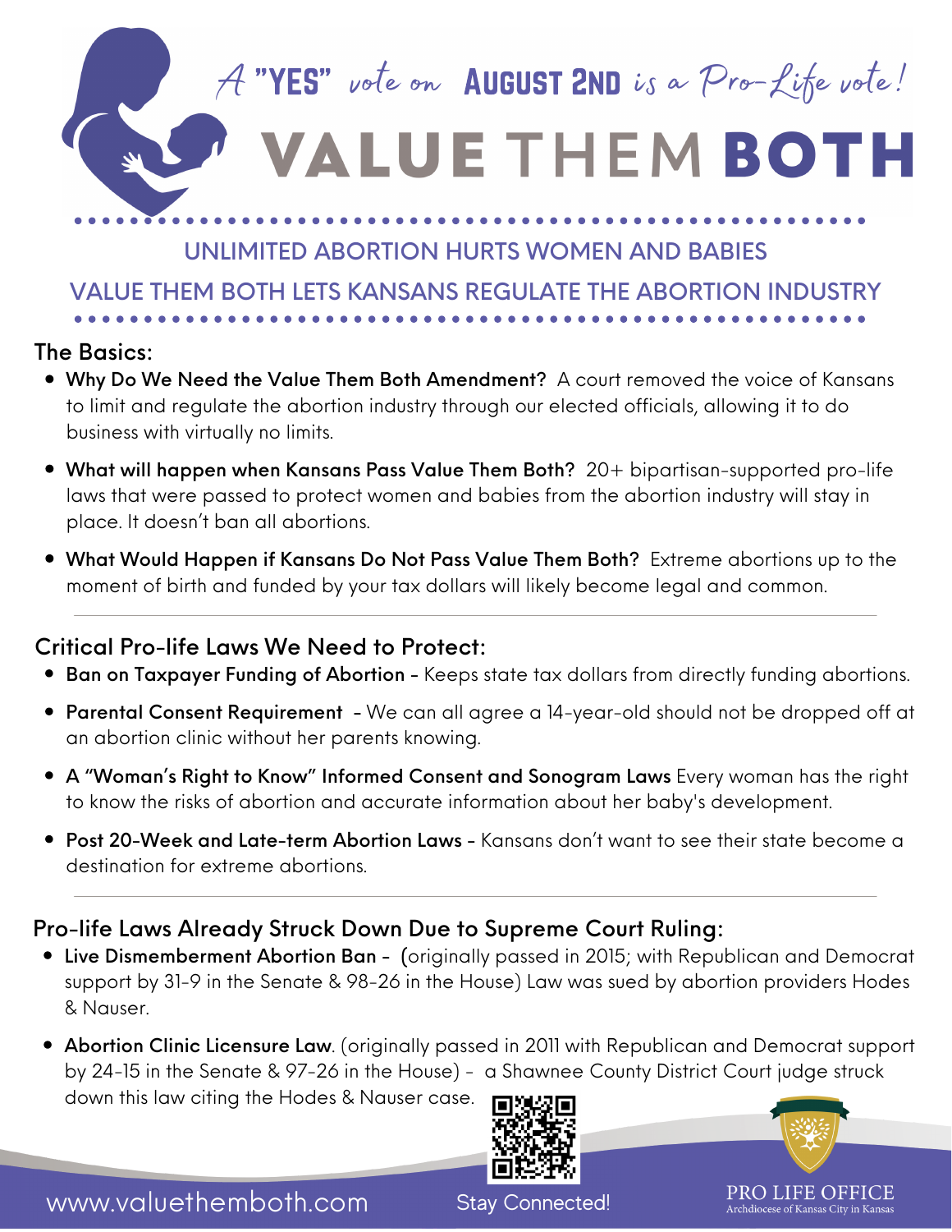A "YES" vote on AUGUST 2ND is a Pro-Life vote!

# VALUE THEM BOTH

## UNLIMITED ABORTION HURTS WOMEN AND BABIES

## VALUE THEM BOTH LETS KANSANS REGULATE THE ABORTION INDUSTRY

### The Basics:

- **Why Do We Need the Value Them Both Amendment?** A court removed the voice of Kansans to limit and regulate the abortion industry through our elected officials, allowing it to do business with virtually no limits.
- **What will happen when Kansans Pass Value Them Both?** 20+ bipartisan-supported pro-life laws that were passed to protect women and babies from the abortion industry will stay in place. It doesn't ban all abortions.
- **What Would Happen if Kansans Do Not Pass Value Them Both?** Extreme abortions up to the moment of birth and funded by your tax dollars will likely become legal and common.

### Critical Pro-life Laws We Need to Protect:

- **Ban on Taxpayer Funding of Abortion** - Keeps state tax dollars from directly funding abortions.
- **Parental Consent Requirement** - We can all agree a 14-year-old should not be dropped off at an abortion clinic without her parents knowing.
- **A "Woman's Right to Know" Informed Consent and Sonogram Laws** Every woman has the right to know the risks of abortion and accurate information about her baby's development.
- **Post 20-Week and Late-term Abortion Laws** - Kansans don't want to see their state become a destination for extreme abortions.

### Pro-life Laws Already Struck Down Due to Supreme Court Ruling:

- **Live Dismemberment Abortion Ban** - (originally passed in 2015; with Republican and Democrat support by 31-9 in the Senate & 98-26 in the House) Law was sued by abortion providers Hodes & Nauser.
- **Abortion Clinic Licensure Law**. (originally passed in 2011 with Republican and Democrat support by 24-15 in the Senate & 97-26 in the House) - a Shawnee County District Court judge struck down this law citing the Hodes & Nauser case.

www.valuethemboth.com

Stay Connected!

PRO LIFE OFFICE
Archdiocese of Kansas City in Kansas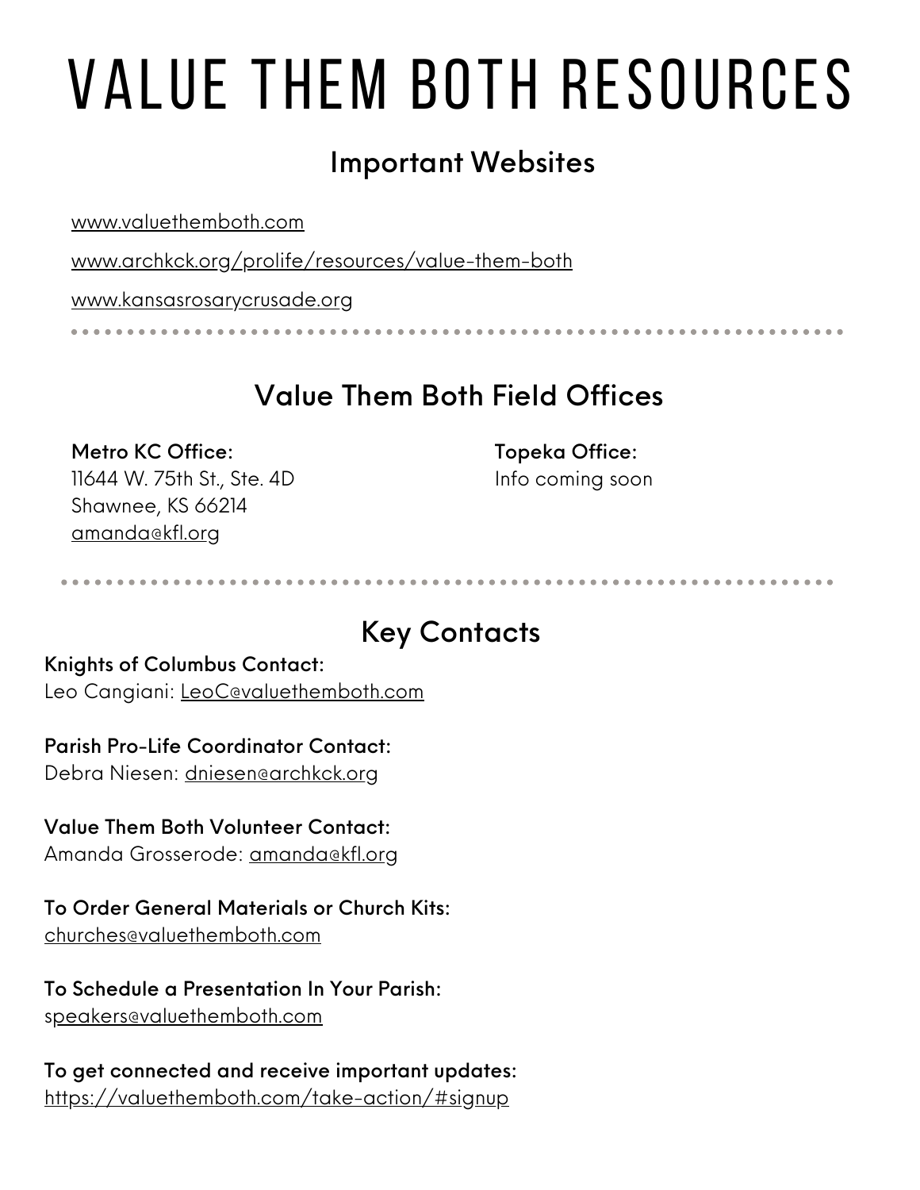# VALUE THEM BOTH RESOURCES

## Important Websites

www.valuethemboth.com

www.archkck.org/prolife/resources/value-them-both

www.kansasrosarycrusade.org

## Value Them Both Field Offices

**Metro KC Office:**
11644 W. 75th St., Ste. 4D
Shawnee, KS 66214
amanda@kfl.org

**Topeka Office:**
Info coming soon

## Key Contacts

**Knights of Columbus Contact:**
Leo Cangiani: LeoC@valuethemboth.com

**Parish Pro-Life Coordinator Contact:**
Debra Niesen: dniesen@archkck.org

**Value Them Both Volunteer Contact:**
Amanda Grosserode: amanda@kfl.org

**To Order General Materials or Church Kits:**
churches@valuethemboth.com

**To Schedule a Presentation In Your Parish:**
speakers@valuethemboth.com

**To get connected and receive important updates:**
https://valuethemboth.com/take-action/#signup